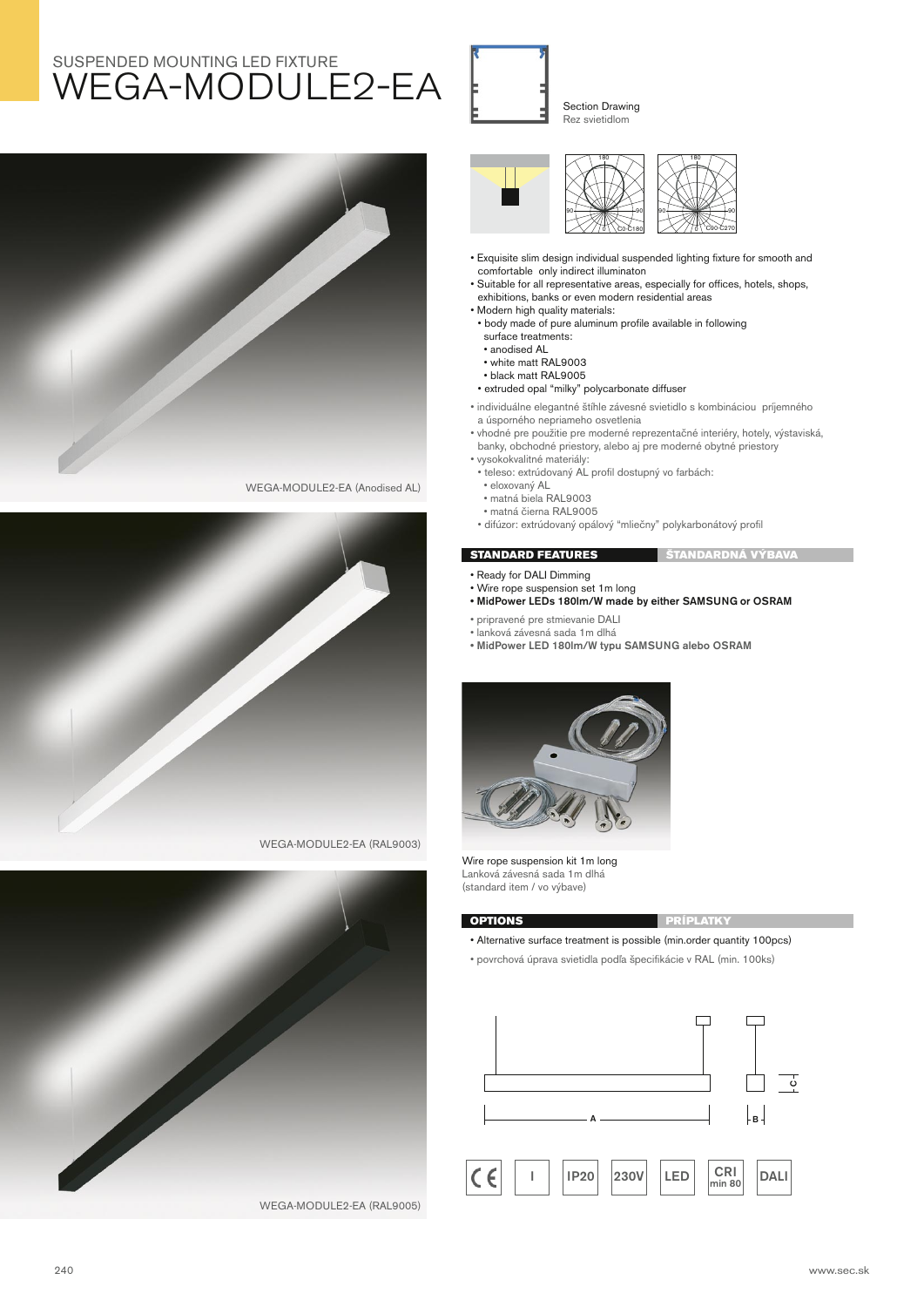SUSPENDED MOUNTING LED FIXTURE

# WEGA-MODULE2-EA

Section Drawing
Rez svietidlom

WEGA-MODULE2-EA (Anodised AL)

WEGA-MODULE2-EA (RAL9003)

WEGA-MODULE2-EA (RAL9005)

- Exquisite slim design individual suspended lighting fixture for smooth and comfortable only indirect illuminaton
- Suitable for all representative areas, especially for offices, hotels, shops, exhibitions, banks or even modern residential areas
- Modern high quality materials:
  - body made of pure aluminum profile available in following surface treatments:
    - anodised AL
    - white matt RAL9003
    - black matt RAL9005
  - extruded opal "milky" polycarbonate diffuser

- individuálne elegantné štíhle závesné svietidlo s kombináciou príjemného a úsporného nepriameho osvetlenia
- vhodné pre použitie pre moderné reprezentačné interiéry, hotely, výstaviská, banky, obchodné priestory, alebo aj pre moderné obytné priestory
- vysokokvalitné materiály:
  - teleso: extrúdovaný AL profil dostupný vo farbách:
    - eloxovaný AL
    - matná biela RAL9003
    - matná čierna RAL9005
  - difúzor: extrúdovaný opálový "mliečny" polykarbonátový profil

## STANDARD FEATURES / ŠTANDARDNÁ VÝBAVA

- Ready for DALI Dimming
- Wire rope suspension set 1m long
- **MidPower LEDs 180lm/W made by either SAMSUNG or OSRAM**

- pripravené pre stmievanie DALI
- lanková závesná sada 1m dlhá
- **MidPower LED 180lm/W typu SAMSUNG alebo OSRAM**

Wire rope suspension kit 1m long
Lanková závesná sada 1m dlhá
(standard item / vo výbave)

## OPTIONS / PRÍPLATKY

- Alternative surface treatment is possible (min.order quantity 100pcs)

- povrchová úprava svietidla podľa špecifikácie v RAL (min. 100ks)

CE | I | IP20 | 230V | LED | CRI min 80 | DALI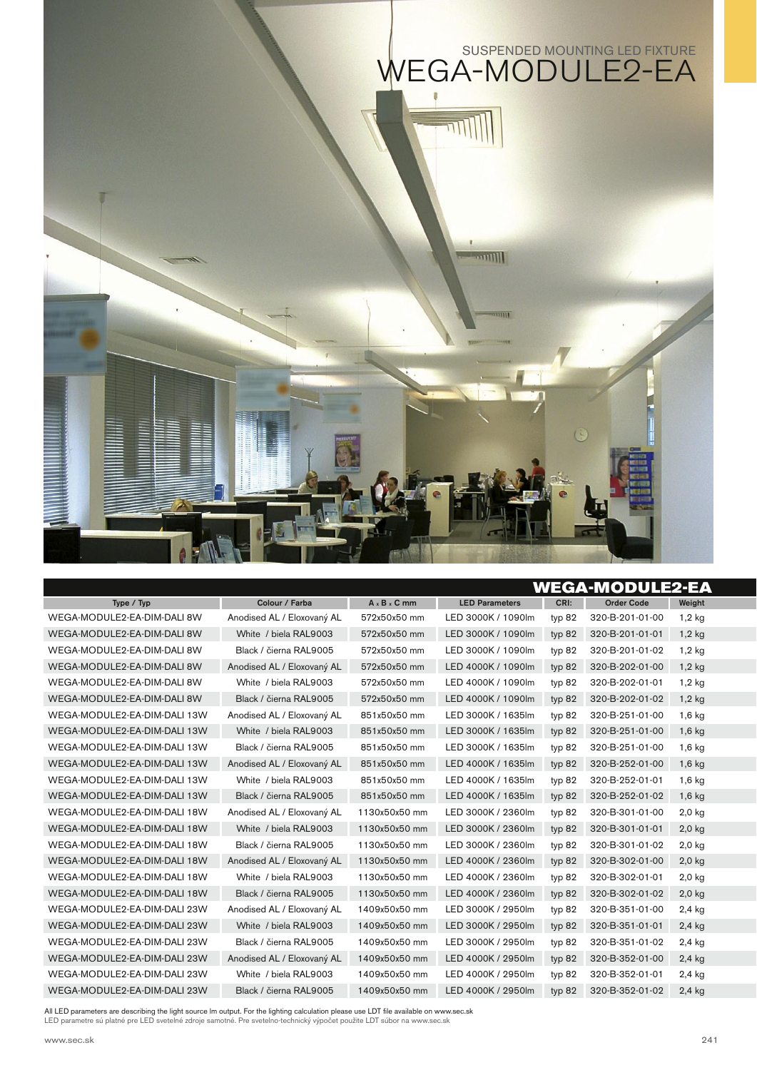SUSPENDED MOUNTING LED FIXTURE

# WEGA-MODULE2-EA

## WEGA-MODULE2-EA

| Type / Typ | Colour / Farba | A x B x C mm | LED Parameters | CRI: | Order Code | Weight |
|---|---|---|---|---|---|---|
| WEGA-MODULE2-EA-DIM-DALI 8W | Anodised AL / Eloxovaný AL | 572x50x50 mm | LED 3000K / 1090lm | typ 82 | 320-B-201-01-00 | 1,2 kg |
| WEGA-MODULE2-EA-DIM-DALI 8W | White / biela RAL9003 | 572x50x50 mm | LED 3000K / 1090lm | typ 82 | 320-B-201-01-01 | 1,2 kg |
| WEGA-MODULE2-EA-DIM-DALI 8W | Black / čierna RAL9005 | 572x50x50 mm | LED 3000K / 1090lm | typ 82 | 320-B-201-01-02 | 1,2 kg |
| WEGA-MODULE2-EA-DIM-DALI 8W | Anodised AL / Eloxovaný AL | 572x50x50 mm | LED 4000K / 1090lm | typ 82 | 320-B-202-01-00 | 1,2 kg |
| WEGA-MODULE2-EA-DIM-DALI 8W | White / biela RAL9003 | 572x50x50 mm | LED 4000K / 1090lm | typ 82 | 320-B-202-01-01 | 1,2 kg |
| WEGA-MODULE2-EA-DIM-DALI 8W | Black / čierna RAL9005 | 572x50x50 mm | LED 4000K / 1090lm | typ 82 | 320-B-202-01-02 | 1,2 kg |
| WEGA-MODULE2-EA-DIM-DALI 13W | Anodised AL / Eloxovaný AL | 851x50x50 mm | LED 3000K / 1635lm | typ 82 | 320-B-251-01-00 | 1,6 kg |
| WEGA-MODULE2-EA-DIM-DALI 13W | White / biela RAL9003 | 851x50x50 mm | LED 3000K / 1635lm | typ 82 | 320-B-251-01-00 | 1,6 kg |
| WEGA-MODULE2-EA-DIM-DALI 13W | Black / čierna RAL9005 | 851x50x50 mm | LED 3000K / 1635lm | typ 82 | 320-B-251-01-00 | 1,6 kg |
| WEGA-MODULE2-EA-DIM-DALI 13W | Anodised AL / Eloxovaný AL | 851x50x50 mm | LED 4000K / 1635lm | typ 82 | 320-B-252-01-00 | 1,6 kg |
| WEGA-MODULE2-EA-DIM-DALI 13W | White / biela RAL9003 | 851x50x50 mm | LED 4000K / 1635lm | typ 82 | 320-B-252-01-01 | 1,6 kg |
| WEGA-MODULE2-EA-DIM-DALI 13W | Black / čierna RAL9005 | 851x50x50 mm | LED 4000K / 1635lm | typ 82 | 320-B-252-01-02 | 1,6 kg |
| WEGA-MODULE2-EA-DIM-DALI 18W | Anodised AL / Eloxovaný AL | 1130x50x50 mm | LED 3000K / 2360lm | typ 82 | 320-B-301-01-00 | 2,0 kg |
| WEGA-MODULE2-EA-DIM-DALI 18W | White / biela RAL9003 | 1130x50x50 mm | LED 3000K / 2360lm | typ 82 | 320-B-301-01-01 | 2,0 kg |
| WEGA-MODULE2-EA-DIM-DALI 18W | Black / čierna RAL9005 | 1130x50x50 mm | LED 3000K / 2360lm | typ 82 | 320-B-301-01-02 | 2,0 kg |
| WEGA-MODULE2-EA-DIM-DALI 18W | Anodised AL / Eloxovaný AL | 1130x50x50 mm | LED 4000K / 2360lm | typ 82 | 320-B-302-01-00 | 2,0 kg |
| WEGA-MODULE2-EA-DIM-DALI 18W | White / biela RAL9003 | 1130x50x50 mm | LED 4000K / 2360lm | typ 82 | 320-B-302-01-01 | 2,0 kg |
| WEGA-MODULE2-EA-DIM-DALI 18W | Black / čierna RAL9005 | 1130x50x50 mm | LED 4000K / 2360lm | typ 82 | 320-B-302-01-02 | 2,0 kg |
| WEGA-MODULE2-EA-DIM-DALI 23W | Anodised AL / Eloxovaný AL | 1409x50x50 mm | LED 3000K / 2950lm | typ 82 | 320-B-351-01-00 | 2,4 kg |
| WEGA-MODULE2-EA-DIM-DALI 23W | White / biela RAL9003 | 1409x50x50 mm | LED 3000K / 2950lm | typ 82 | 320-B-351-01-01 | 2,4 kg |
| WEGA-MODULE2-EA-DIM-DALI 23W | Black / čierna RAL9005 | 1409x50x50 mm | LED 3000K / 2950lm | typ 82 | 320-B-351-01-02 | 2,4 kg |
| WEGA-MODULE2-EA-DIM-DALI 23W | Anodised AL / Eloxovaný AL | 1409x50x50 mm | LED 4000K / 2950lm | typ 82 | 320-B-352-01-00 | 2,4 kg |
| WEGA-MODULE2-EA-DIM-DALI 23W | White / biela RAL9003 | 1409x50x50 mm | LED 4000K / 2950lm | typ 82 | 320-B-352-01-01 | 2,4 kg |
| WEGA-MODULE2-EA-DIM-DALI 23W | Black / čierna RAL9005 | 1409x50x50 mm | LED 4000K / 2950lm | typ 82 | 320-B-352-01-02 | 2,4 kg |

All LED parameters are describing the light source lm output. For the lighting calculation please use LDT file available on www.sec.sk
LED parametre sú platné pre LED svetelné zdroje samotné. Pre svetelno-technický výpočet použite LDT súbor na www.sec.sk